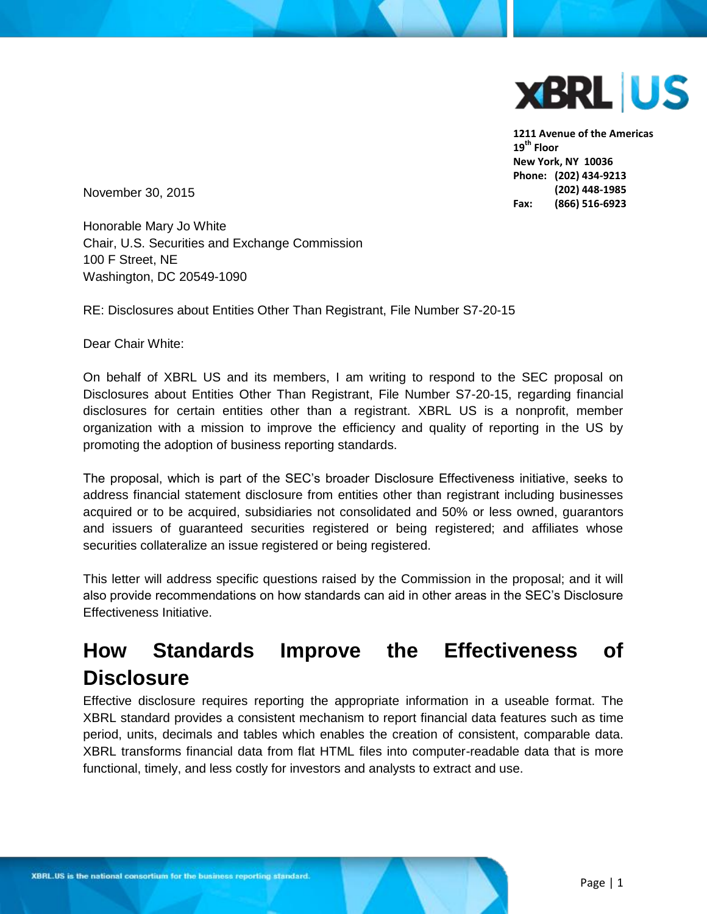XBRL US

1211 Avenue of the Americas
19th Floor
New York, NY 10036
Phone: (202) 434-9213
(202) 448-1985
Fax: (866) 516-6923

November 30, 2015

Honorable Mary Jo White
Chair, U.S. Securities and Exchange Commission
100 F Street, NE
Washington, DC 20549-1090

RE: Disclosures about Entities Other Than Registrant, File Number S7-20-15

Dear Chair White:

On behalf of XBRL US and its members, I am writing to respond to the SEC proposal on Disclosures about Entities Other Than Registrant, File Number S7-20-15, regarding financial disclosures for certain entities other than a registrant. XBRL US is a nonprofit, member organization with a mission to improve the efficiency and quality of reporting in the US by promoting the adoption of business reporting standards.

The proposal, which is part of the SEC's broader Disclosure Effectiveness initiative, seeks to address financial statement disclosure from entities other than registrant including businesses acquired or to be acquired, subsidiaries not consolidated and 50% or less owned, guarantors and issuers of guaranteed securities registered or being registered; and affiliates whose securities collateralize an issue registered or being registered.

This letter will address specific questions raised by the Commission in the proposal; and it will also provide recommendations on how standards can aid in other areas in the SEC's Disclosure Effectiveness Initiative.

## How Standards Improve the Effectiveness of Disclosure

Effective disclosure requires reporting the appropriate information in a useable format. The XBRL standard provides a consistent mechanism to report financial data features such as time period, units, decimals and tables which enables the creation of consistent, comparable data. XBRL transforms financial data from flat HTML files into computer-readable data that is more functional, timely, and less costly for investors and analysts to extract and use.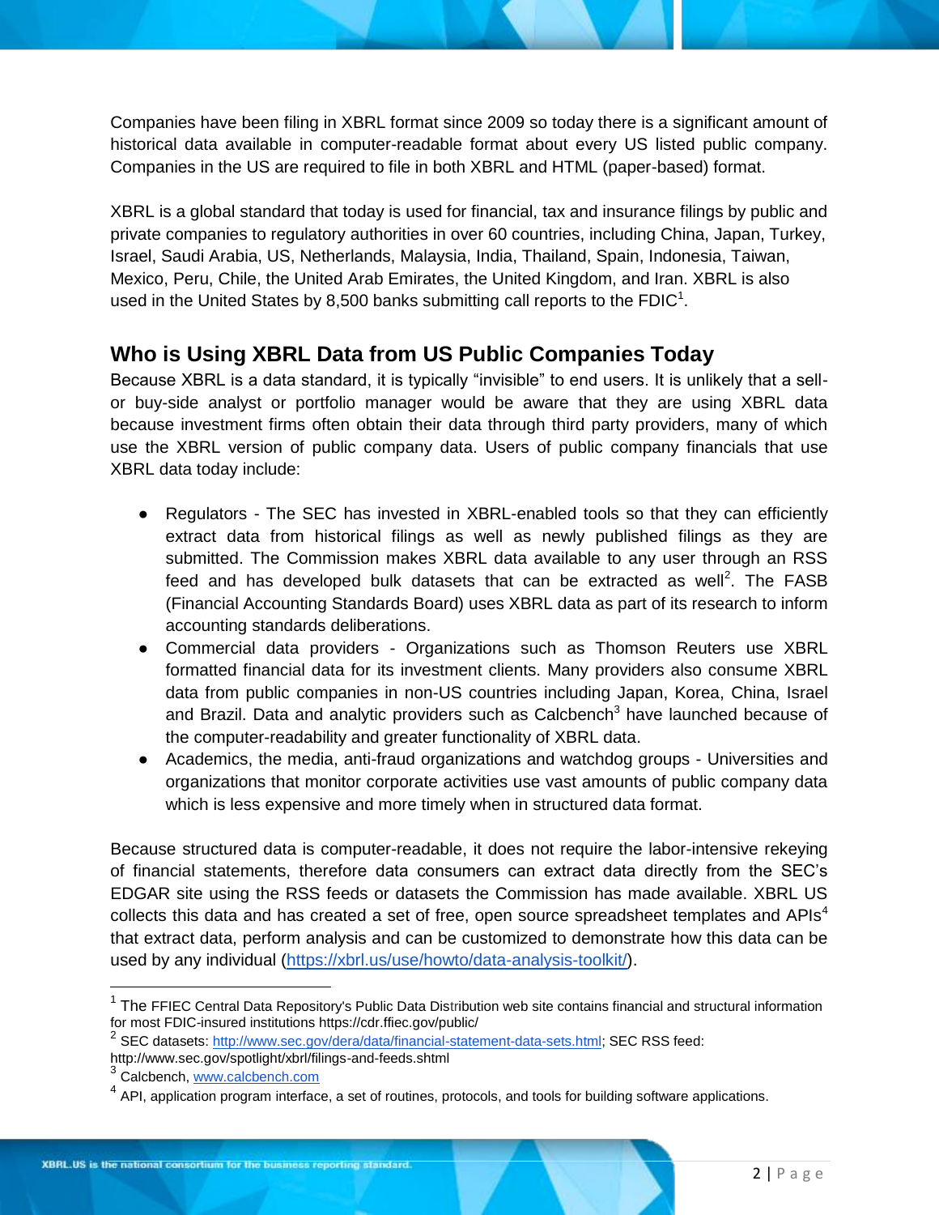Companies have been filing in XBRL format since 2009 so today there is a significant amount of historical data available in computer-readable format about every US listed public company. Companies in the US are required to file in both XBRL and HTML (paper-based) format.

XBRL is a global standard that today is used for financial, tax and insurance filings by public and private companies to regulatory authorities in over 60 countries, including China, Japan, Turkey, Israel, Saudi Arabia, US, Netherlands, Malaysia, India, Thailand, Spain, Indonesia, Taiwan, Mexico, Peru, Chile, the United Arab Emirates, the United Kingdom, and Iran. XBRL is also used in the United States by 8,500 banks submitting call reports to the FDIC[1].

## Who is Using XBRL Data from US Public Companies Today

Because XBRL is a data standard, it is typically "invisible" to end users. It is unlikely that a sell- or buy-side analyst or portfolio manager would be aware that they are using XBRL data because investment firms often obtain their data through third party providers, many of which use the XBRL version of public company data. Users of public company financials that use XBRL data today include:

- Regulators - The SEC has invested in XBRL-enabled tools so that they can efficiently extract data from historical filings as well as newly published filings as they are submitted. The Commission makes XBRL data available to any user through an RSS feed and has developed bulk datasets that can be extracted as well[2]. The FASB (Financial Accounting Standards Board) uses XBRL data as part of its research to inform accounting standards deliberations.
- Commercial data providers - Organizations such as Thomson Reuters use XBRL formatted financial data for its investment clients. Many providers also consume XBRL data from public companies in non-US countries including Japan, Korea, China, Israel and Brazil. Data and analytic providers such as Calcbench[3] have launched because of the computer-readability and greater functionality of XBRL data.
- Academics, the media, anti-fraud organizations and watchdog groups - Universities and organizations that monitor corporate activities use vast amounts of public company data which is less expensive and more timely when in structured data format.

Because structured data is computer-readable, it does not require the labor-intensive rekeying of financial statements, therefore data consumers can extract data directly from the SEC's EDGAR site using the RSS feeds or datasets the Commission has made available. XBRL US collects this data and has created a set of free, open source spreadsheet templates and APIs[4] that extract data, perform analysis and can be customized to demonstrate how this data can be used by any individual (https://xbrl.us/use/howto/data-analysis-toolkit/).

---

[1] The FFIEC Central Data Repository's Public Data Distribution web site contains financial and structural information for most FDIC-insured institutions https://cdr.ffiec.gov/public/

[2] SEC datasets: http://www.sec.gov/dera/data/financial-statement-data-sets.html; SEC RSS feed: http://www.sec.gov/spotlight/xbrl/filings-and-feeds.shtml

[3] Calcbench, www.calcbench.com

[4] API, application program interface, a set of routines, protocols, and tools for building software applications.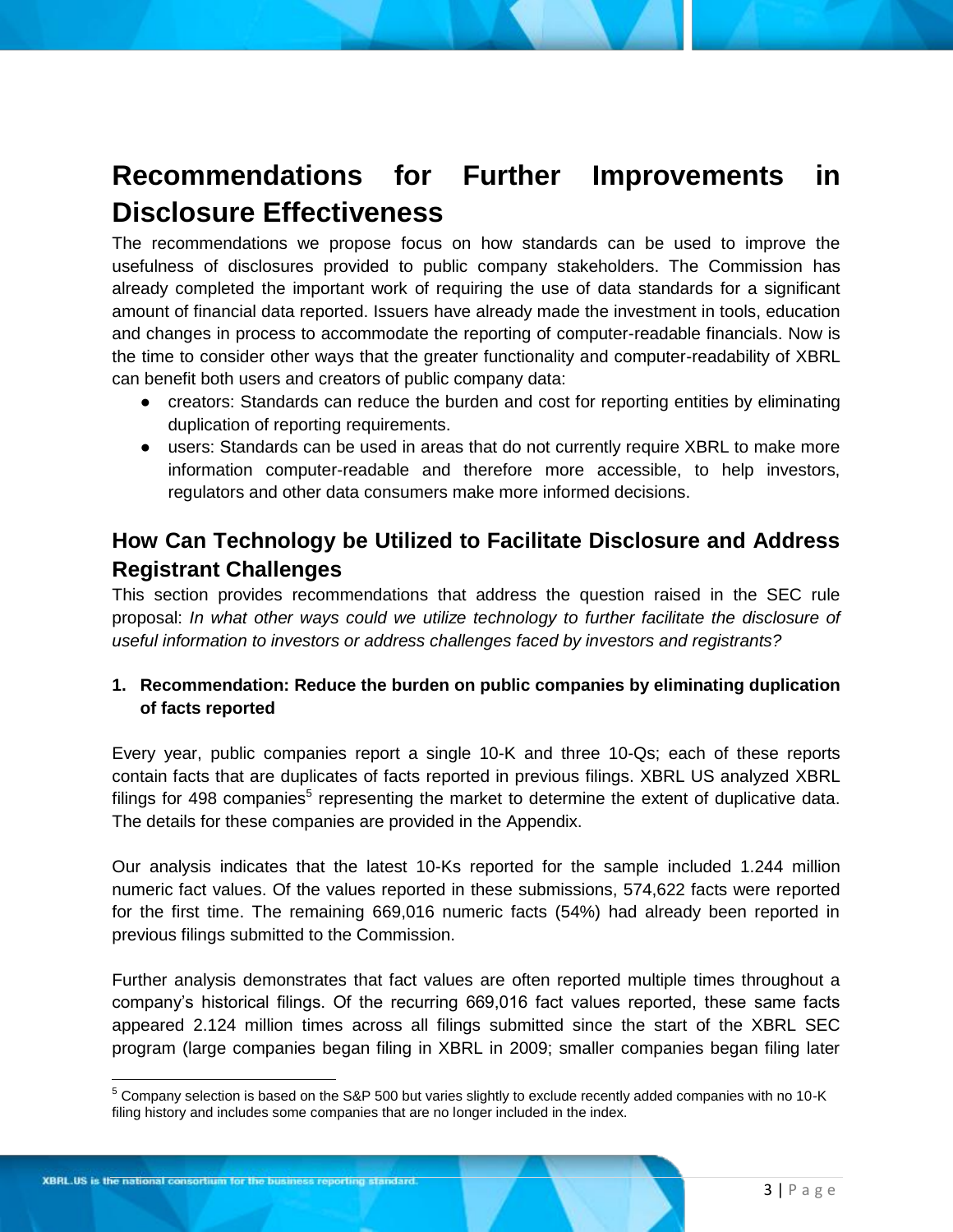# Recommendations for Further Improvements in Disclosure Effectiveness

The recommendations we propose focus on how standards can be used to improve the usefulness of disclosures provided to public company stakeholders. The Commission has already completed the important work of requiring the use of data standards for a significant amount of financial data reported. Issuers have already made the investment in tools, education and changes in process to accommodate the reporting of computer-readable financials. Now is the time to consider other ways that the greater functionality and computer-readability of XBRL can benefit both users and creators of public company data:

- creators: Standards can reduce the burden and cost for reporting entities by eliminating duplication of reporting requirements.
- users: Standards can be used in areas that do not currently require XBRL to make more information computer-readable and therefore more accessible, to help investors, regulators and other data consumers make more informed decisions.

## How Can Technology be Utilized to Facilitate Disclosure and Address Registrant Challenges

This section provides recommendations that address the question raised in the SEC rule proposal: *In what other ways could we utilize technology to further facilitate the disclosure of useful information to investors or address challenges faced by investors and registrants?*

**1. Recommendation: Reduce the burden on public companies by eliminating duplication of facts reported**

Every year, public companies report a single 10-K and three 10-Qs; each of these reports contain facts that are duplicates of facts reported in previous filings. XBRL US analyzed XBRL filings for 498 companies[5] representing the market to determine the extent of duplicative data. The details for these companies are provided in the Appendix.

Our analysis indicates that the latest 10-Ks reported for the sample included 1.244 million numeric fact values. Of the values reported in these submissions, 574,622 facts were reported for the first time. The remaining 669,016 numeric facts (54%) had already been reported in previous filings submitted to the Commission.

Further analysis demonstrates that fact values are often reported multiple times throughout a company's historical filings. Of the recurring 669,016 fact values reported, these same facts appeared 2.124 million times across all filings submitted since the start of the XBRL SEC program (large companies began filing in XBRL in 2009; smaller companies began filing later

[5] Company selection is based on the S&P 500 but varies slightly to exclude recently added companies with no 10-K filing history and includes some companies that are no longer included in the index.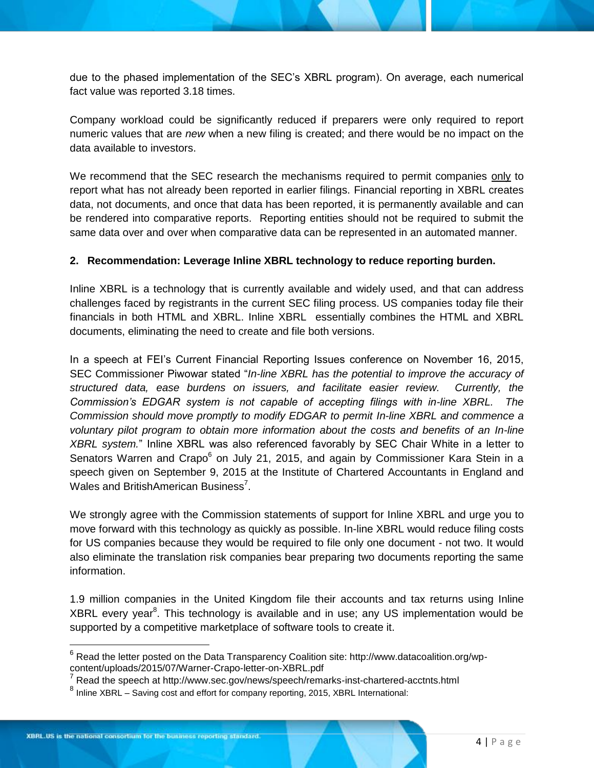due to the phased implementation of the SEC's XBRL program). On average, each numerical fact value was reported 3.18 times.

Company workload could be significantly reduced if preparers were only required to report numeric values that are *new* when a new filing is created; and there would be no impact on the data available to investors.

We recommend that the SEC research the mechanisms required to permit companies only to report what has not already been reported in earlier filings. Financial reporting in XBRL creates data, not documents, and once that data has been reported, it is permanently available and can be rendered into comparative reports. Reporting entities should not be required to submit the same data over and over when comparative data can be represented in an automated manner.

**2. Recommendation: Leverage Inline XBRL technology to reduce reporting burden.**

Inline XBRL is a technology that is currently available and widely used, and that can address challenges faced by registrants in the current SEC filing process. US companies today file their financials in both HTML and XBRL. Inline XBRL essentially combines the HTML and XBRL documents, eliminating the need to create and file both versions.

In a speech at FEI's Current Financial Reporting Issues conference on November 16, 2015, SEC Commissioner Piwowar stated "*In-line XBRL has the potential to improve the accuracy of structured data, ease burdens on issuers, and facilitate easier review. Currently, the Commission's EDGAR system is not capable of accepting filings with in-line XBRL. The Commission should move promptly to modify EDGAR to permit In-line XBRL and commence a voluntary pilot program to obtain more information about the costs and benefits of an In-line XBRL system.*" Inline XBRL was also referenced favorably by SEC Chair White in a letter to Senators Warren and Crapo[6] on July 21, 2015, and again by Commissioner Kara Stein in a speech given on September 9, 2015 at the Institute of Chartered Accountants in England and Wales and BritishAmerican Business[7].

We strongly agree with the Commission statements of support for Inline XBRL and urge you to move forward with this technology as quickly as possible. In-line XBRL would reduce filing costs for US companies because they would be required to file only one document - not two. It would also eliminate the translation risk companies bear preparing two documents reporting the same information.

1.9 million companies in the United Kingdom file their accounts and tax returns using Inline XBRL every year[8]. This technology is available and in use; any US implementation would be supported by a competitive marketplace of software tools to create it.

---

[6] Read the letter posted on the Data Transparency Coalition site: http://www.datacoalition.org/wp-content/uploads/2015/07/Warner-Crapo-letter-on-XBRL.pdf

[7] Read the speech at http://www.sec.gov/news/speech/remarks-inst-chartered-acctnts.html

[8] Inline XBRL – Saving cost and effort for company reporting, 2015, XBRL International: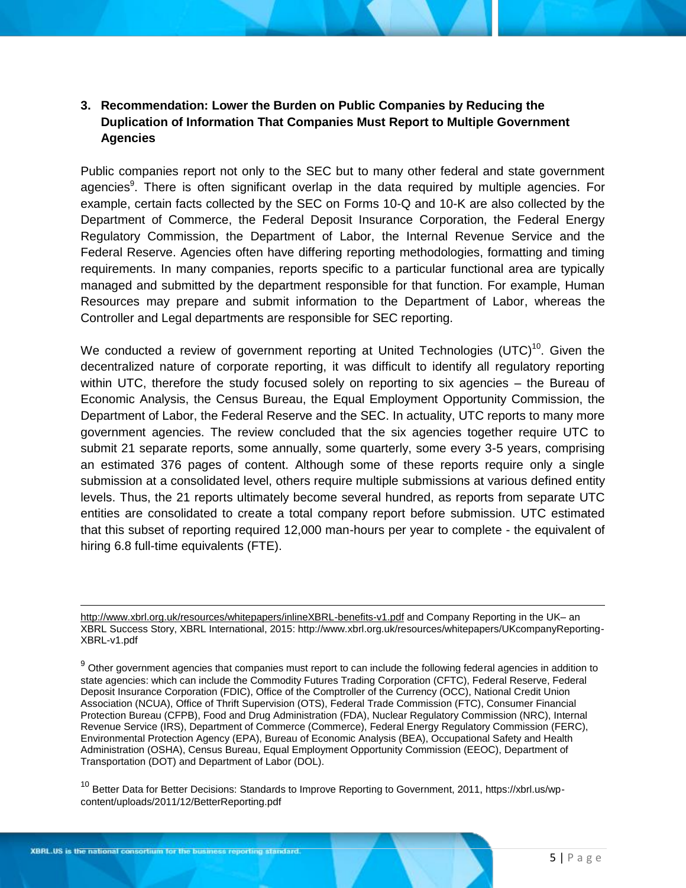## 3. Recommendation: Lower the Burden on Public Companies by Reducing the Duplication of Information That Companies Must Report to Multiple Government Agencies

Public companies report not only to the SEC but to many other federal and state government agencies[9]. There is often significant overlap in the data required by multiple agencies. For example, certain facts collected by the SEC on Forms 10-Q and 10-K are also collected by the Department of Commerce, the Federal Deposit Insurance Corporation, the Federal Energy Regulatory Commission, the Department of Labor, the Internal Revenue Service and the Federal Reserve. Agencies often have differing reporting methodologies, formatting and timing requirements. In many companies, reports specific to a particular functional area are typically managed and submitted by the department responsible for that function. For example, Human Resources may prepare and submit information to the Department of Labor, whereas the Controller and Legal departments are responsible for SEC reporting.

We conducted a review of government reporting at United Technologies (UTC)[10]. Given the decentralized nature of corporate reporting, it was difficult to identify all regulatory reporting within UTC, therefore the study focused solely on reporting to six agencies – the Bureau of Economic Analysis, the Census Bureau, the Equal Employment Opportunity Commission, the Department of Labor, the Federal Reserve and the SEC. In actuality, UTC reports to many more government agencies. The review concluded that the six agencies together require UTC to submit 21 separate reports, some annually, some quarterly, some every 3-5 years, comprising an estimated 376 pages of content. Although some of these reports require only a single submission at a consolidated level, others require multiple submissions at various defined entity levels. Thus, the 21 reports ultimately become several hundred, as reports from separate UTC entities are consolidated to create a total company report before submission. UTC estimated that this subset of reporting required 12,000 man-hours per year to complete - the equivalent of hiring 6.8 full-time equivalents (FTE).

---

http://www.xbrl.org.uk/resources/whitepapers/inlineXBRL-benefits-v1.pdf and Company Reporting in the UK– an XBRL Success Story, XBRL International, 2015: http://www.xbrl.org.uk/resources/whitepapers/UKcompanyReporting-XBRL-v1.pdf

[9] Other government agencies that companies must report to can include the following federal agencies in addition to state agencies: which can include the Commodity Futures Trading Corporation (CFTC), Federal Reserve, Federal Deposit Insurance Corporation (FDIC), Office of the Comptroller of the Currency (OCC), National Credit Union Association (NCUA), Office of Thrift Supervision (OTS), Federal Trade Commission (FTC), Consumer Financial Protection Bureau (CFPB), Food and Drug Administration (FDA), Nuclear Regulatory Commission (NRC), Internal Revenue Service (IRS), Department of Commerce (Commerce), Federal Energy Regulatory Commission (FERC), Environmental Protection Agency (EPA), Bureau of Economic Analysis (BEA), Occupational Safety and Health Administration (OSHA), Census Bureau, Equal Employment Opportunity Commission (EEOC), Department of Transportation (DOT) and Department of Labor (DOL).

[10] Better Data for Better Decisions: Standards to Improve Reporting to Government, 2011, https://xbrl.us/wp-content/uploads/2011/12/BetterReporting.pdf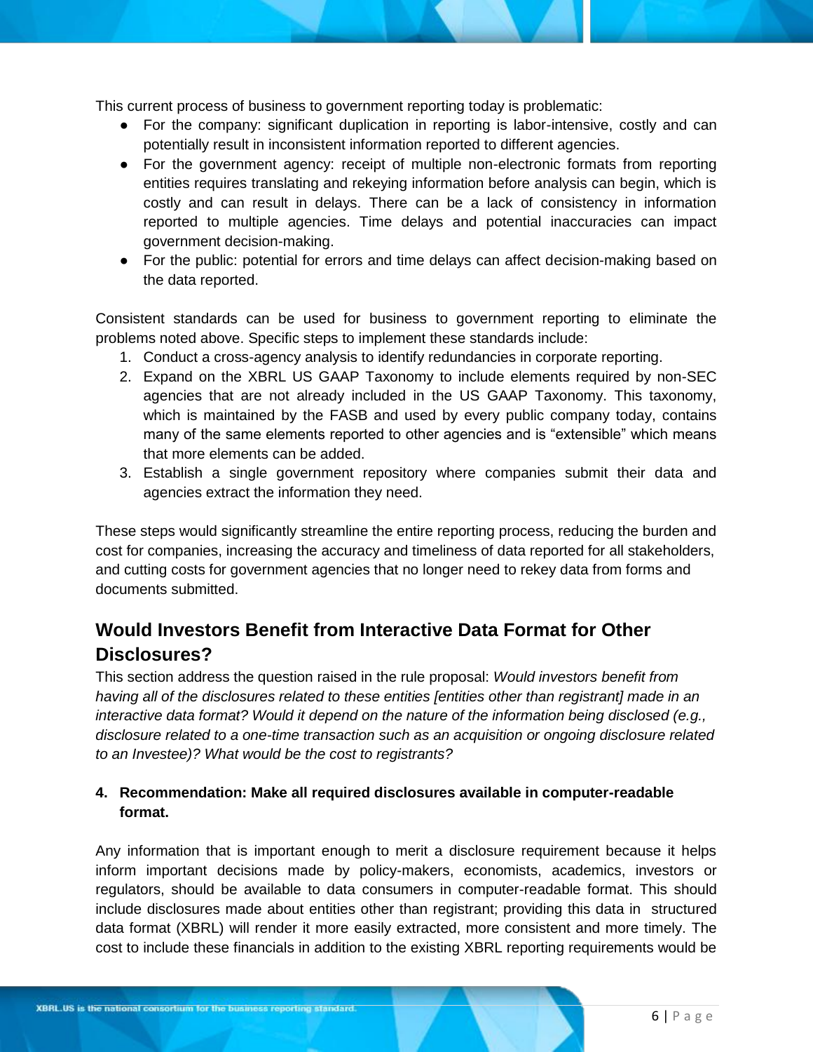This current process of business to government reporting today is problematic:

- For the company: significant duplication in reporting is labor-intensive, costly and can potentially result in inconsistent information reported to different agencies.
- For the government agency: receipt of multiple non-electronic formats from reporting entities requires translating and rekeying information before analysis can begin, which is costly and can result in delays. There can be a lack of consistency in information reported to multiple agencies. Time delays and potential inaccuracies can impact government decision-making.
- For the public: potential for errors and time delays can affect decision-making based on the data reported.

Consistent standards can be used for business to government reporting to eliminate the problems noted above. Specific steps to implement these standards include:

1. Conduct a cross-agency analysis to identify redundancies in corporate reporting.
2. Expand on the XBRL US GAAP Taxonomy to include elements required by non-SEC agencies that are not already included in the US GAAP Taxonomy. This taxonomy, which is maintained by the FASB and used by every public company today, contains many of the same elements reported to other agencies and is "extensible" which means that more elements can be added.
3. Establish a single government repository where companies submit their data and agencies extract the information they need.

These steps would significantly streamline the entire reporting process, reducing the burden and cost for companies, increasing the accuracy and timeliness of data reported for all stakeholders, and cutting costs for government agencies that no longer need to rekey data from forms and documents submitted.

## Would Investors Benefit from Interactive Data Format for Other Disclosures?

This section address the question raised in the rule proposal: *Would investors benefit from having all of the disclosures related to these entities [entities other than registrant] made in an interactive data format? Would it depend on the nature of the information being disclosed (e.g., disclosure related to a one-time transaction such as an acquisition or ongoing disclosure related to an Investee)? What would be the cost to registrants?*

**4. Recommendation: Make all required disclosures available in computer-readable format.**

Any information that is important enough to merit a disclosure requirement because it helps inform important decisions made by policy-makers, economists, academics, investors or regulators, should be available to data consumers in computer-readable format. This should include disclosures made about entities other than registrant; providing this data in structured data format (XBRL) will render it more easily extracted, more consistent and more timely. The cost to include these financials in addition to the existing XBRL reporting requirements would be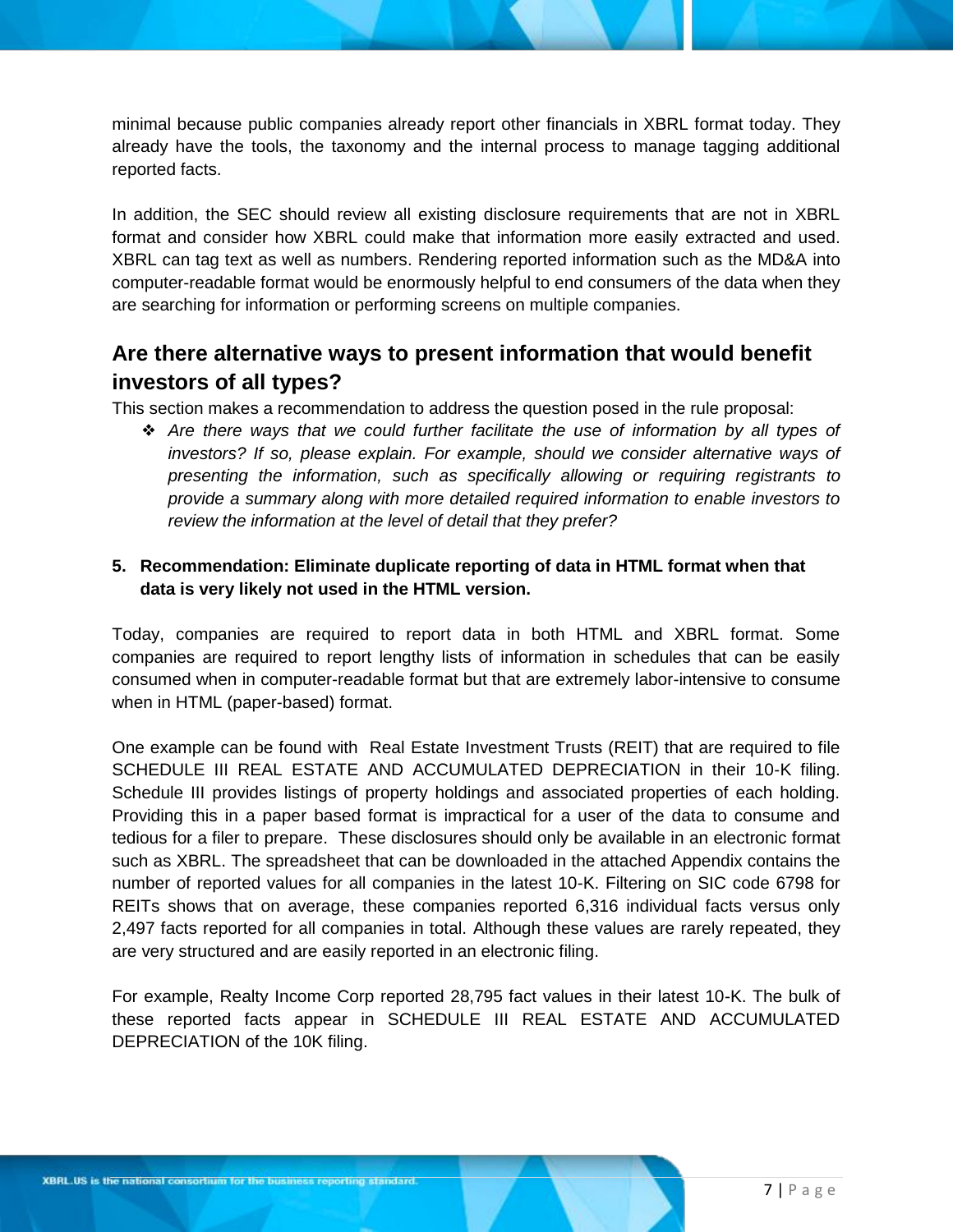minimal because public companies already report other financials in XBRL format today. They already have the tools, the taxonomy and the internal process to manage tagging additional reported facts.

In addition, the SEC should review all existing disclosure requirements that are not in XBRL format and consider how XBRL could make that information more easily extracted and used. XBRL can tag text as well as numbers. Rendering reported information such as the MD&A into computer-readable format would be enormously helpful to end consumers of the data when they are searching for information or performing screens on multiple companies.

## Are there alternative ways to present information that would benefit investors of all types?

This section makes a recommendation to address the question posed in the rule proposal:

- *Are there ways that we could further facilitate the use of information by all types of investors? If so, please explain. For example, should we consider alternative ways of presenting the information, such as specifically allowing or requiring registrants to provide a summary along with more detailed required information to enable investors to review the information at the level of detail that they prefer?*

**5. Recommendation: Eliminate duplicate reporting of data in HTML format when that data is very likely not used in the HTML version.**

Today, companies are required to report data in both HTML and XBRL format. Some companies are required to report lengthy lists of information in schedules that can be easily consumed when in computer-readable format but that are extremely labor-intensive to consume when in HTML (paper-based) format.

One example can be found with Real Estate Investment Trusts (REIT) that are required to file SCHEDULE III REAL ESTATE AND ACCUMULATED DEPRECIATION in their 10-K filing. Schedule III provides listings of property holdings and associated properties of each holding. Providing this in a paper based format is impractical for a user of the data to consume and tedious for a filer to prepare. These disclosures should only be available in an electronic format such as XBRL. The spreadsheet that can be downloaded in the attached Appendix contains the number of reported values for all companies in the latest 10-K. Filtering on SIC code 6798 for REITs shows that on average, these companies reported 6,316 individual facts versus only 2,497 facts reported for all companies in total. Although these values are rarely repeated, they are very structured and are easily reported in an electronic filing.

For example, Realty Income Corp reported 28,795 fact values in their latest 10-K. The bulk of these reported facts appear in SCHEDULE III REAL ESTATE AND ACCUMULATED DEPRECIATION of the 10K filing.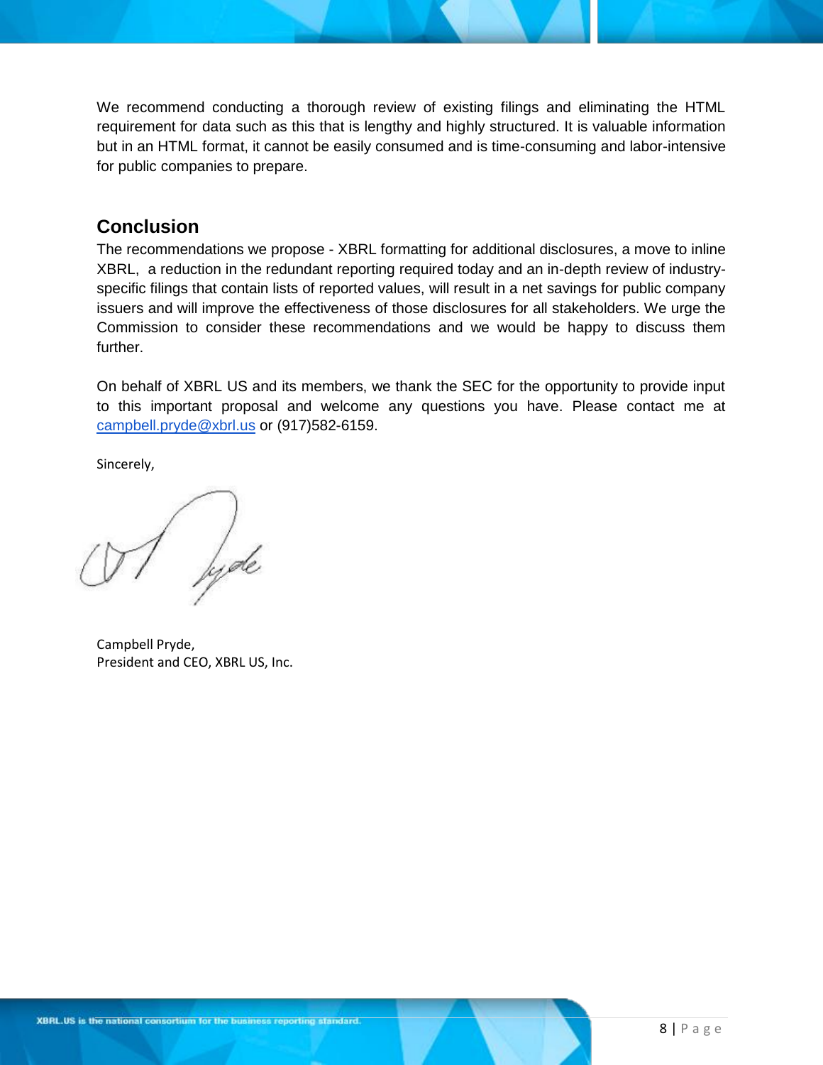We recommend conducting a thorough review of existing filings and eliminating the HTML requirement for data such as this that is lengthy and highly structured. It is valuable information but in an HTML format, it cannot be easily consumed and is time-consuming and labor-intensive for public companies to prepare.

## Conclusion

The recommendations we propose - XBRL formatting for additional disclosures, a move to inline XBRL, a reduction in the redundant reporting required today and an in-depth review of industry-specific filings that contain lists of reported values, will result in a net savings for public company issuers and will improve the effectiveness of those disclosures for all stakeholders. We urge the Commission to consider these recommendations and we would be happy to discuss them further.

On behalf of XBRL US and its members, we thank the SEC for the opportunity to provide input to this important proposal and welcome any questions you have. Please contact me at campbell.pryde@xbrl.us or (917)582-6159.

Sincerely,

Campbell Pryde,
President and CEO, XBRL US, Inc.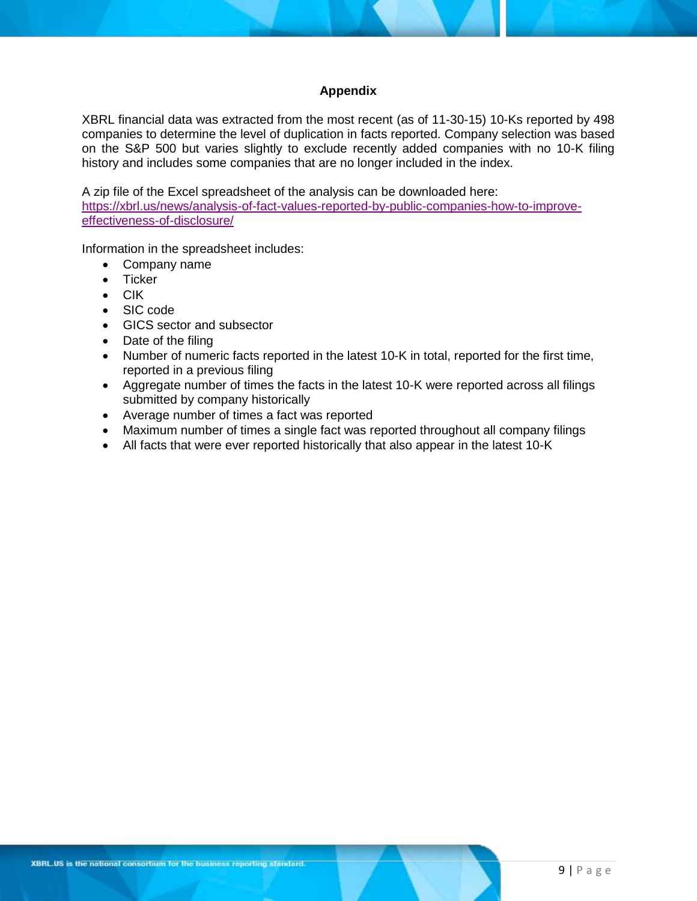## Appendix

XBRL financial data was extracted from the most recent (as of 11-30-15) 10-Ks reported by 498 companies to determine the level of duplication in facts reported. Company selection was based on the S&P 500 but varies slightly to exclude recently added companies with no 10-K filing history and includes some companies that are no longer included in the index.

A zip file of the Excel spreadsheet of the analysis can be downloaded here:
https://xbrl.us/news/analysis-of-fact-values-reported-by-public-companies-how-to-improve-effectiveness-of-disclosure/

Information in the spreadsheet includes:

- Company name
- Ticker
- CIK
- SIC code
- GICS sector and subsector
- Date of the filing
- Number of numeric facts reported in the latest 10-K in total, reported for the first time, reported in a previous filing
- Aggregate number of times the facts in the latest 10-K were reported across all filings submitted by company historically
- Average number of times a fact was reported
- Maximum number of times a single fact was reported throughout all company filings
- All facts that were ever reported historically that also appear in the latest 10-K